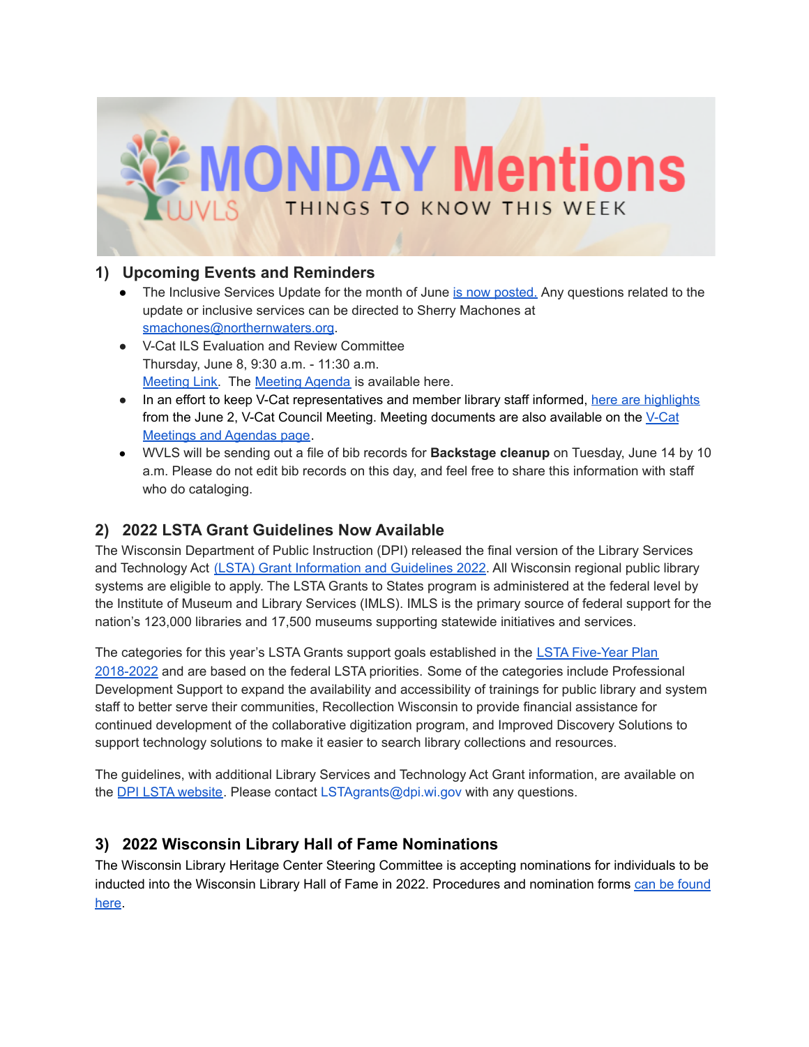# MONDAY Mentions

WVLS THINGS TO KNOW THIS WEEK

## 1) Upcoming Events and Reminders

- The Inclusive Services Update for the month of June is now posted. Any questions related to the update or inclusive services can be directed to Sherry Machones at smachones@northernwaters.org.
- V-Cat ILS Evaluation and Review Committee
  Thursday, June 8, 9:30 a.m. - 11:30 a.m.
  Meeting Link. The Meeting Agenda is available here.
- In an effort to keep V-Cat representatives and member library staff informed, here are highlights from the June 2, V-Cat Council Meeting. Meeting documents are also available on the V-Cat Meetings and Agendas page.
- WVLS will be sending out a file of bib records for **Backstage cleanup** on Tuesday, June 14 by 10 a.m. Please do not edit bib records on this day, and feel free to share this information with staff who do cataloging.

## 2) 2022 LSTA Grant Guidelines Now Available

The Wisconsin Department of Public Instruction (DPI) released the final version of the Library Services and Technology Act (LSTA) Grant Information and Guidelines 2022. All Wisconsin regional public library systems are eligible to apply. The LSTA Grants to States program is administered at the federal level by the Institute of Museum and Library Services (IMLS). IMLS is the primary source of federal support for the nation's 123,000 libraries and 17,500 museums supporting statewide initiatives and services.

The categories for this year's LSTA Grants support goals established in the LSTA Five-Year Plan 2018-2022 and are based on the federal LSTA priorities. Some of the categories include Professional Development Support to expand the availability and accessibility of trainings for public library and system staff to better serve their communities, Recollection Wisconsin to provide financial assistance for continued development of the collaborative digitization program, and Improved Discovery Solutions to support technology solutions to make it easier to search library collections and resources.

The guidelines, with additional Library Services and Technology Act Grant information, are available on the DPI LSTA website. Please contact LSTAgrants@dpi.wi.gov with any questions.

## 3) 2022 Wisconsin Library Hall of Fame Nominations

The Wisconsin Library Heritage Center Steering Committee is accepting nominations for individuals to be inducted into the Wisconsin Library Hall of Fame in 2022. Procedures and nomination forms can be found here.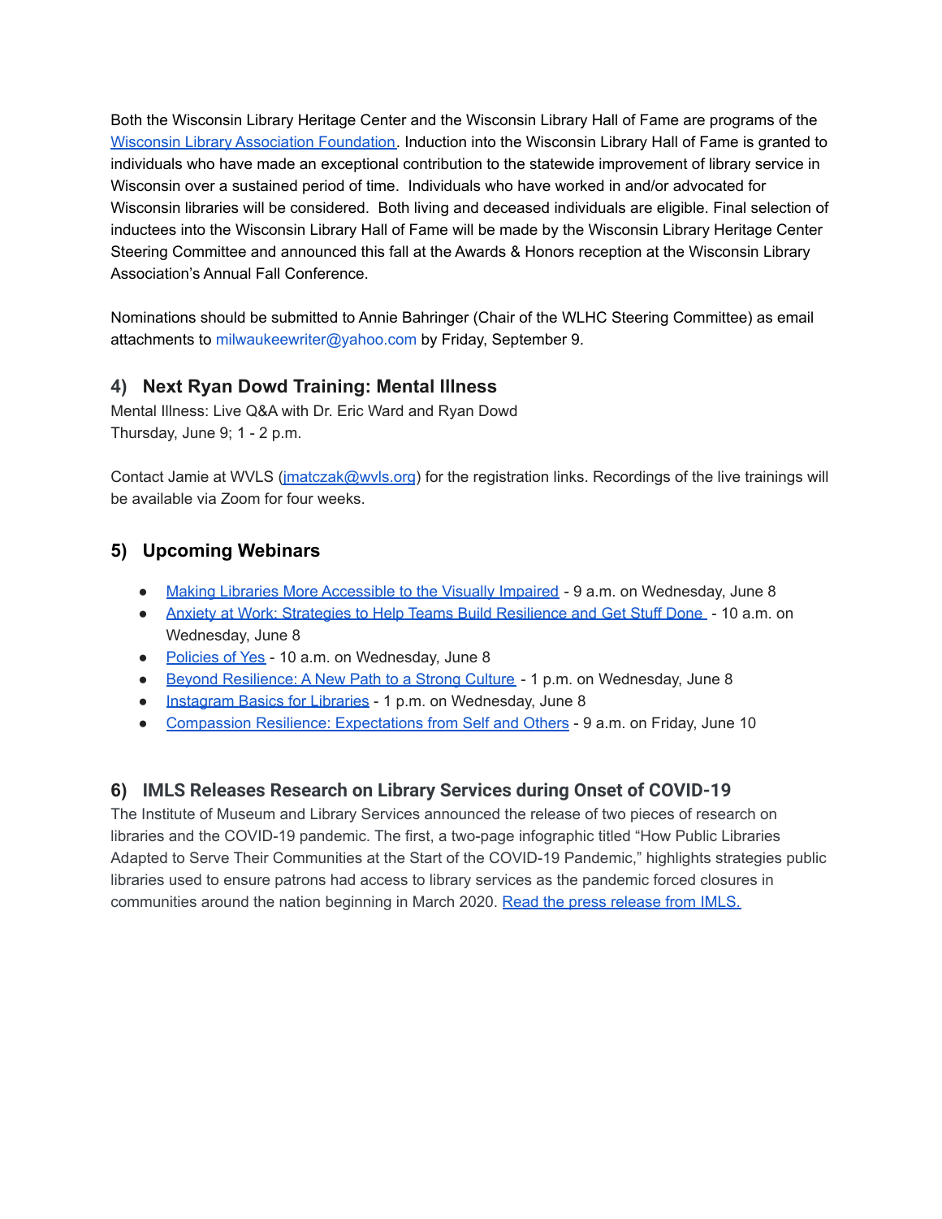Both the Wisconsin Library Heritage Center and the Wisconsin Library Hall of Fame are programs of the [Wisconsin Library Association Foundation](). Induction into the Wisconsin Library Hall of Fame is granted to individuals who have made an exceptional contribution to the statewide improvement of library service in Wisconsin over a sustained period of time. Individuals who have worked in and/or advocated for Wisconsin libraries will be considered. Both living and deceased individuals are eligible. Final selection of inductees into the Wisconsin Library Hall of Fame will be made by the Wisconsin Library Heritage Center Steering Committee and announced this fall at the Awards & Honors reception at the Wisconsin Library Association's Annual Fall Conference.

Nominations should be submitted to Annie Bahringer (Chair of the WLHC Steering Committee) as email attachments to milwaukeewriter@yahoo.com by Friday, September 9.

### 4) Next Ryan Dowd Training: Mental Illness

Mental Illness: Live Q&A with Dr. Eric Ward and Ryan Dowd
Thursday, June 9; 1 - 2 p.m.

Contact Jamie at WVLS (jmatczak@wvls.org) for the registration links. Recordings of the live trainings will be available via Zoom for four weeks.

### 5) Upcoming Webinars

- Making Libraries More Accessible to the Visually Impaired - 9 a.m. on Wednesday, June 8
- Anxiety at Work: Strategies to Help Teams Build Resilience and Get Stuff Done - 10 a.m. on Wednesday, June 8
- Policies of Yes - 10 a.m. on Wednesday, June 8
- Beyond Resilience: A New Path to a Strong Culture - 1 p.m. on Wednesday, June 8
- Instagram Basics for Libraries - 1 p.m. on Wednesday, June 8
- Compassion Resilience: Expectations from Self and Others - 9 a.m. on Friday, June 10

### 6) IMLS Releases Research on Library Services during Onset of COVID-19

The Institute of Museum and Library Services announced the release of two pieces of research on libraries and the COVID-19 pandemic. The first, a two-page infographic titled "How Public Libraries Adapted to Serve Their Communities at the Start of the COVID-19 Pandemic," highlights strategies public libraries used to ensure patrons had access to library services as the pandemic forced closures in communities around the nation beginning in March 2020. Read the press release from IMLS.